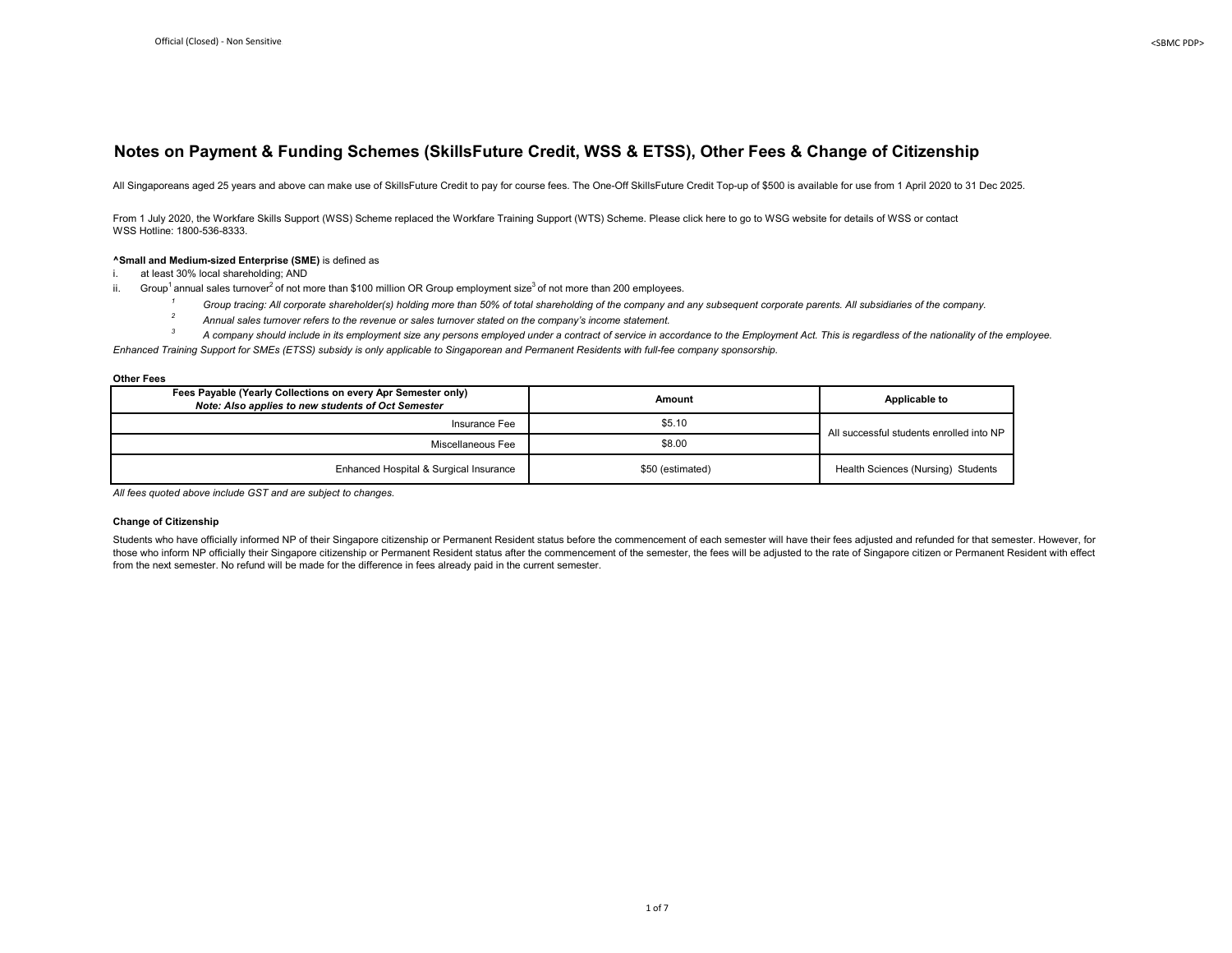# Notes on Payment & Funding Schemes (SkillsFuture Credit, WSS & ETSS), Other Fees & Change of Citizenship

All Singaporeans aged 25 years and above can make use of SkillsFuture Credit to pay for course fees. The One-Off SkillsFuture Credit Top-up of $500 is available for use from 1 April 2020 to 31 Dec 2025.

From 1 July 2020, the Workfare Skills Support (WSS) Scheme replaced the Workfare Training Support (WTS) Scheme. Please click here to go to WSG website for details of WSS or contact WSS Hotline: 1800-536-8333.

**^Small and Medium-sized Enterprise (SME)** is defined as

i. at least 30% local shareholding; AND

ii. Group[1] annual sales turnover[2] of not more than $100 million OR Group employment size[3] of not more than 200 employees.

*[1] Group tracing: All corporate shareholder(s) holding more than 50% of total shareholding of the company and any subsequent corporate parents. All subsidiaries of the company.*

*[2] Annual sales turnover refers to the revenue or sales turnover stated on the company's income statement.*

*[3] A company should include in its employment size any persons employed under a contract of service in accordance to the Employment Act. This is regardless of the nationality of the employee.*

*Enhanced Training Support for SMEs (ETSS) subsidy is only applicable to Singaporean and Permanent Residents with full-fee company sponsorship.*

**Other Fees**

| **Fees Payable (Yearly Collections on every Apr Semester only)** *Note: Also applies to new students of Oct Semester* | **Amount** | **Applicable to** |
|---|---|---|
| Insurance Fee | $5.10 | All successful students enrolled into NP |
| Miscellaneous Fee | $8.00 | |
| Enhanced Hospital & Surgical Insurance | $50 (estimated) | Health Sciences (Nursing) Students |

*All fees quoted above include GST and are subject to changes.*

**Change of Citizenship**

Students who have officially informed NP of their Singapore citizenship or Permanent Resident status before the commencement of each semester will have their fees adjusted and refunded for that semester. However, for those who inform NP officially their Singapore citizenship or Permanent Resident status after the commencement of the semester, the fees will be adjusted to the rate of Singapore citizen or Permanent Resident with effect from the next semester. No refund will be made for the difference in fees already paid in the current semester.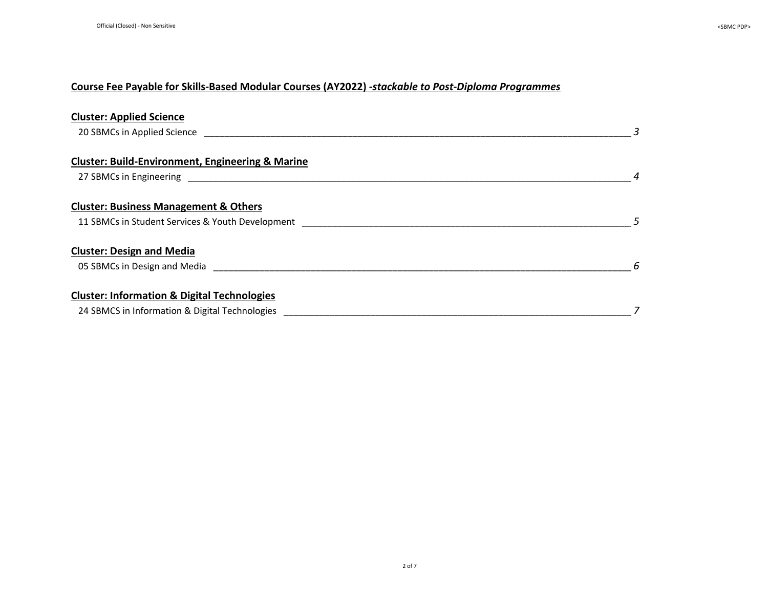## Course Fee Payable for Skills-Based Modular Courses (AY2022) -*stackable to Post-Diploma Programmes*

### Cluster: Applied Science

20 SBMCs in Applied Science ____ *3*

### Cluster: Build-Environment, Engineering & Marine

27 SBMCs in Engineering ____ *4*

### Cluster: Business Management & Others

11 SBMCs in Student Services & Youth Development ____ *5*

### Cluster: Design and Media

05 SBMCs in Design and Media ____ *6*

### Cluster: Information & Digital Technologies

24 SBMCS in Information & Digital Technologies ____ *7*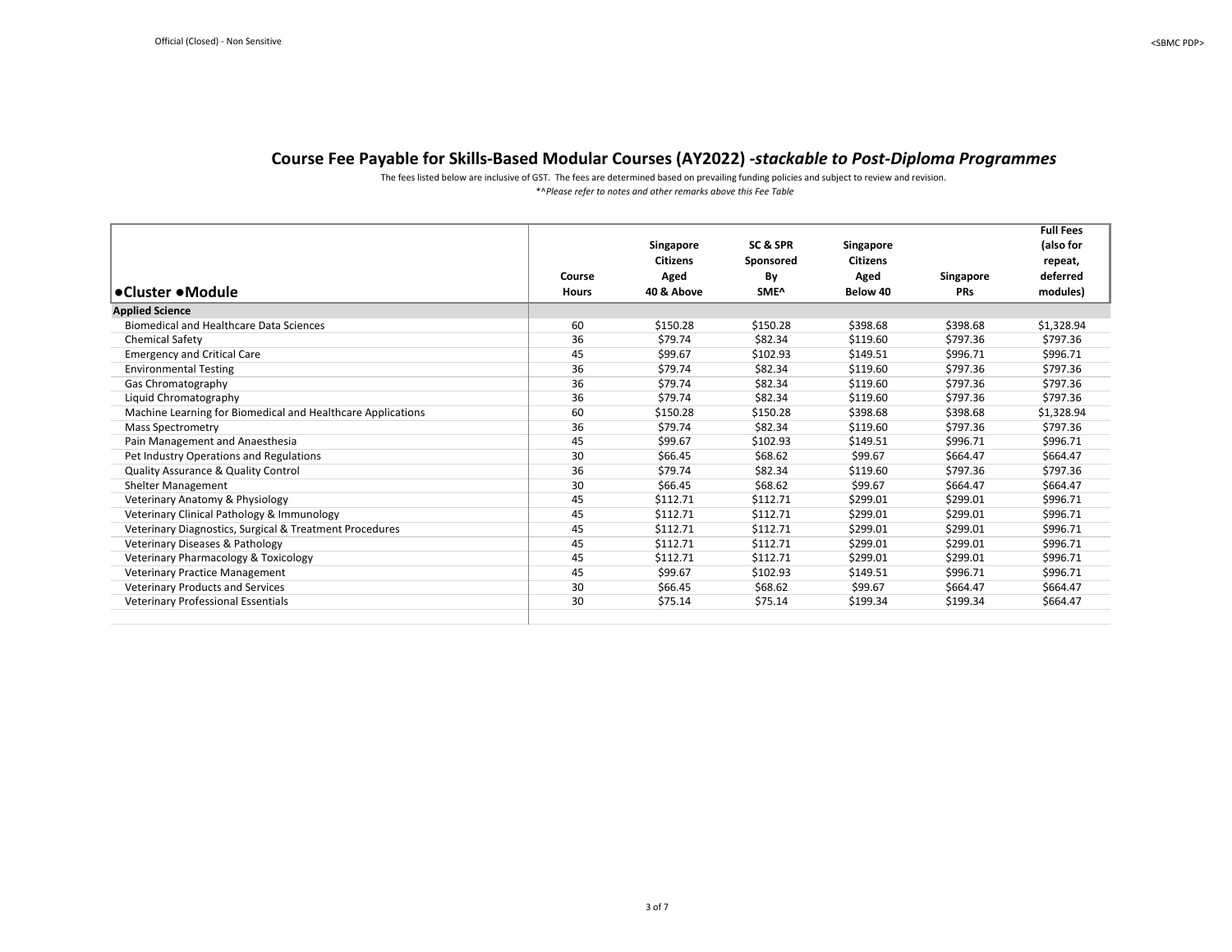## Course Fee Payable for Skills-Based Modular Courses (AY2022) *-stackable to Post-Diploma Programmes*

The fees listed below are inclusive of GST. The fees are determined based on prevailing funding policies and subject to review and revision.

**^Please refer to notes and other remarks above this Fee Table*

| ●Cluster ●Module | Course Hours | Singapore Citizens Aged 40 & Above | SC & SPR Sponsored By SME^ | Singapore Citizens Aged Below 40 | Singapore PRs | Full Fees (also for repeat, deferred modules) |
|---|---|---|---|---|---|---|
| **Applied Science** | | | | | | |
| Biomedical and Healthcare Data Sciences | 60 | $150.28 | $150.28 | $398.68 | $398.68 | $1,328.94 |
| Chemical Safety | 36 | $79.74 | $82.34 | $119.60 | $797.36 | $797.36 |
| Emergency and Critical Care | 45 | $99.67 | $102.93 | $149.51 | $996.71 | $996.71 |
| Environmental Testing | 36 | $79.74 | $82.34 | $119.60 | $797.36 | $797.36 |
| Gas Chromatography | 36 | $79.74 | $82.34 | $119.60 | $797.36 | $797.36 |
| Liquid Chromatography | 36 | $79.74 | $82.34 | $119.60 | $797.36 | $797.36 |
| Machine Learning for Biomedical and Healthcare Applications | 60 | $150.28 | $150.28 | $398.68 | $398.68 | $1,328.94 |
| Mass Spectrometry | 36 | $79.74 | $82.34 | $119.60 | $797.36 | $797.36 |
| Pain Management and Anaesthesia | 45 | $99.67 | $102.93 | $149.51 | $996.71 | $996.71 |
| Pet Industry Operations and Regulations | 30 | $66.45 | $68.62 | $99.67 | $664.47 | $664.47 |
| Quality Assurance & Quality Control | 36 | $79.74 | $82.34 | $119.60 | $797.36 | $797.36 |
| Shelter Management | 30 | $66.45 | $68.62 | $99.67 | $664.47 | $664.47 |
| Veterinary Anatomy & Physiology | 45 | $112.71 | $112.71 | $299.01 | $299.01 | $996.71 |
| Veterinary Clinical Pathology & Immunology | 45 | $112.71 | $112.71 | $299.01 | $299.01 | $996.71 |
| Veterinary Diagnostics, Surgical & Treatment Procedures | 45 | $112.71 | $112.71 | $299.01 | $299.01 | $996.71 |
| Veterinary Diseases & Pathology | 45 | $112.71 | $112.71 | $299.01 | $299.01 | $996.71 |
| Veterinary Pharmacology & Toxicology | 45 | $112.71 | $112.71 | $299.01 | $299.01 | $996.71 |
| Veterinary Practice Management | 45 | $99.67 | $102.93 | $149.51 | $996.71 | $996.71 |
| Veterinary Products and Services | 30 | $66.45 | $68.62 | $99.67 | $664.47 | $664.47 |
| Veterinary Professional Essentials | 30 | $75.14 | $75.14 | $199.34 | $199.34 | $664.47 |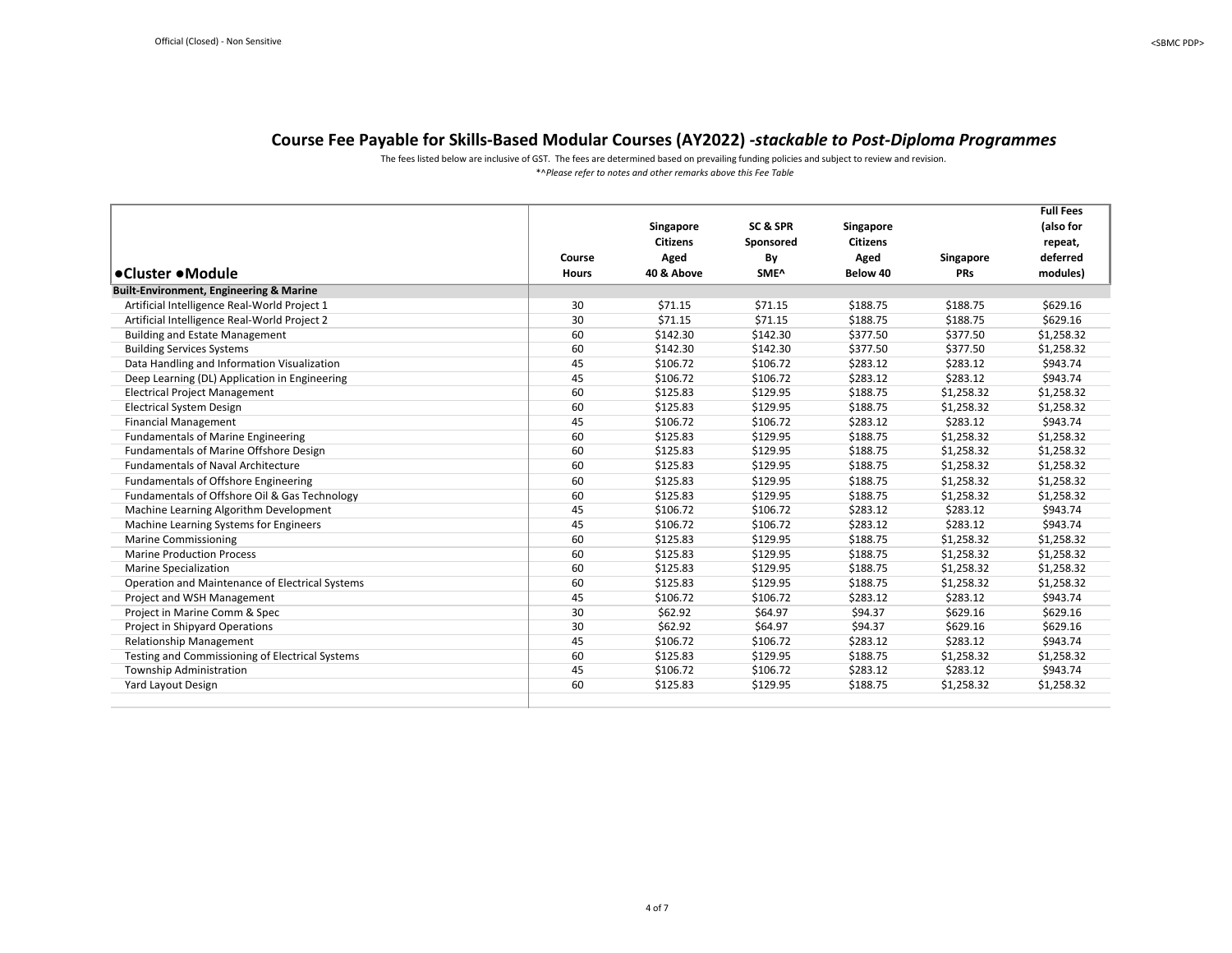## Course Fee Payable for Skills-Based Modular Courses (AY2022) *-stackable to Post-Diploma Programmes*

The fees listed below are inclusive of GST. The fees are determined based on prevailing funding policies and subject to review and revision.

*\*^Please refer to notes and other remarks above this Fee Table*

| ●Cluster ●Module | Course Hours | Singapore Citizens Aged 40 & Above | SC & SPR Sponsored By SME^ | Singapore Citizens Aged Below 40 | Singapore PRs | Full Fees (also for repeat, deferred modules) |
|---|---|---|---|---|---|---|
| **Built-Environment, Engineering & Marine** | | | | | | |
| Artificial Intelligence Real-World Project 1 | 30 | $71.15 | $71.15 | $188.75 | $188.75 | $629.16 |
| Artificial Intelligence Real-World Project 2 | 30 | $71.15 | $71.15 | $188.75 | $188.75 | $629.16 |
| Building and Estate Management | 60 | $142.30 | $142.30 | $377.50 | $377.50 | $1,258.32 |
| Building Services Systems | 60 | $142.30 | $142.30 | $377.50 | $377.50 | $1,258.32 |
| Data Handling and Information Visualization | 45 | $106.72 | $106.72 | $283.12 | $283.12 | $943.74 |
| Deep Learning (DL) Application in Engineering | 45 | $106.72 | $106.72 | $283.12 | $283.12 | $943.74 |
| Electrical Project Management | 60 | $125.83 | $129.95 | $188.75 | $1,258.32 | $1,258.32 |
| Electrical System Design | 60 | $125.83 | $129.95 | $188.75 | $1,258.32 | $1,258.32 |
| Financial Management | 45 | $106.72 | $106.72 | $283.12 | $283.12 | $943.74 |
| Fundamentals of Marine Engineering | 60 | $125.83 | $129.95 | $188.75 | $1,258.32 | $1,258.32 |
| Fundamentals of Marine Offshore Design | 60 | $125.83 | $129.95 | $188.75 | $1,258.32 | $1,258.32 |
| Fundamentals of Naval Architecture | 60 | $125.83 | $129.95 | $188.75 | $1,258.32 | $1,258.32 |
| Fundamentals of Offshore Engineering | 60 | $125.83 | $129.95 | $188.75 | $1,258.32 | $1,258.32 |
| Fundamentals of Offshore Oil & Gas Technology | 60 | $125.83 | $129.95 | $188.75 | $1,258.32 | $1,258.32 |
| Machine Learning Algorithm Development | 45 | $106.72 | $106.72 | $283.12 | $283.12 | $943.74 |
| Machine Learning Systems for Engineers | 45 | $106.72 | $106.72 | $283.12 | $283.12 | $943.74 |
| Marine Commissioning | 60 | $125.83 | $129.95 | $188.75 | $1,258.32 | $1,258.32 |
| Marine Production Process | 60 | $125.83 | $129.95 | $188.75 | $1,258.32 | $1,258.32 |
| Marine Specialization | 60 | $125.83 | $129.95 | $188.75 | $1,258.32 | $1,258.32 |
| Operation and Maintenance of Electrical Systems | 60 | $125.83 | $129.95 | $188.75 | $1,258.32 | $1,258.32 |
| Project and WSH Management | 45 | $106.72 | $106.72 | $283.12 | $283.12 | $943.74 |
| Project in Marine Comm & Spec | 30 | $62.92 | $64.97 | $94.37 | $629.16 | $629.16 |
| Project in Shipyard Operations | 30 | $62.92 | $64.97 | $94.37 | $629.16 | $629.16 |
| Relationship Management | 45 | $106.72 | $106.72 | $283.12 | $283.12 | $943.74 |
| Testing and Commissioning of Electrical Systems | 60 | $125.83 | $129.95 | $188.75 | $1,258.32 | $1,258.32 |
| Township Administration | 45 | $106.72 | $106.72 | $283.12 | $283.12 | $943.74 |
| Yard Layout Design | 60 | $125.83 | $129.95 | $188.75 | $1,258.32 | $1,258.32 |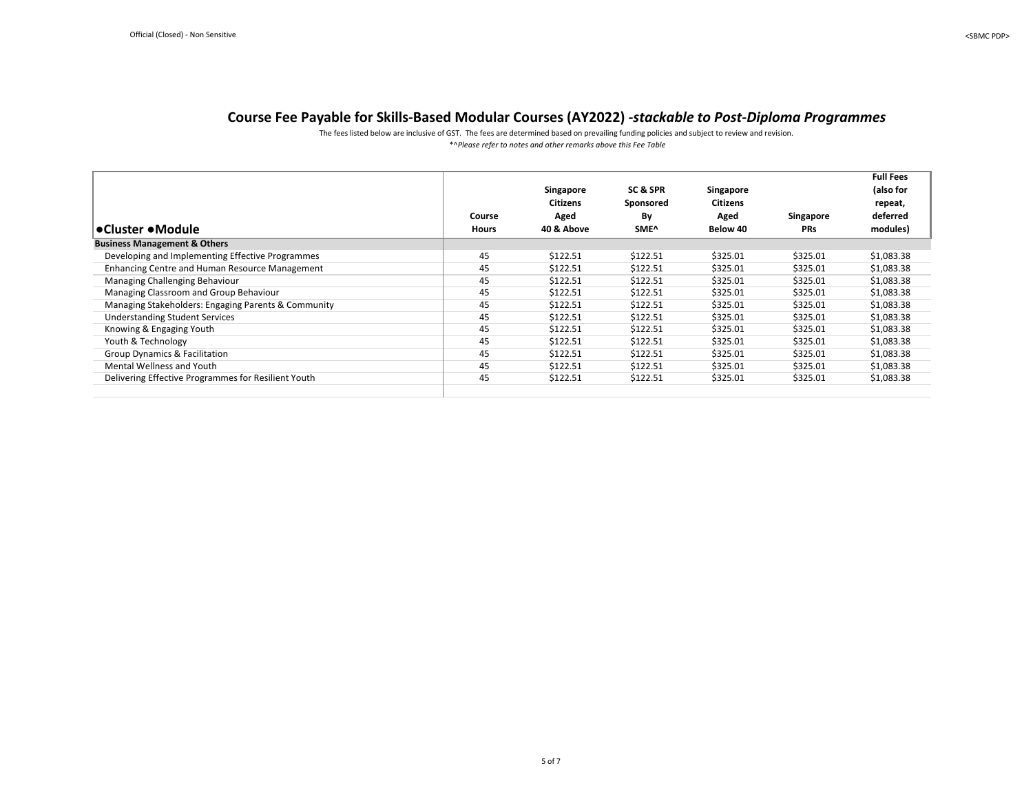## Course Fee Payable for Skills-Based Modular Courses (AY2022) *-stackable to Post-Diploma Programmes*

The fees listed below are inclusive of GST. The fees are determined based on prevailing funding policies and subject to review and revision.

*\*^Please refer to notes and other remarks above this Fee Table*

| ●Cluster ●Module | Course Hours | Singapore Citizens Aged 40 & Above | SC & SPR Sponsored By SME^ | Singapore Citizens Aged Below 40 | Singapore PRs | Full Fees (also for repeat, deferred modules) |
|---|---|---|---|---|---|---|
| **Business Management & Others** | | | | | | |
| Developing and Implementing Effective Programmes | 45 | $122.51 | $122.51 | $325.01 | $325.01 | $1,083.38 |
| Enhancing Centre and Human Resource Management | 45 | $122.51 | $122.51 | $325.01 | $325.01 | $1,083.38 |
| Managing Challenging Behaviour | 45 | $122.51 | $122.51 | $325.01 | $325.01 | $1,083.38 |
| Managing Classroom and Group Behaviour | 45 | $122.51 | $122.51 | $325.01 | $325.01 | $1,083.38 |
| Managing Stakeholders: Engaging Parents & Community | 45 | $122.51 | $122.51 | $325.01 | $325.01 | $1,083.38 |
| Understanding Student Services | 45 | $122.51 | $122.51 | $325.01 | $325.01 | $1,083.38 |
| Knowing & Engaging Youth | 45 | $122.51 | $122.51 | $325.01 | $325.01 | $1,083.38 |
| Youth & Technology | 45 | $122.51 | $122.51 | $325.01 | $325.01 | $1,083.38 |
| Group Dynamics & Facilitation | 45 | $122.51 | $122.51 | $325.01 | $325.01 | $1,083.38 |
| Mental Wellness and Youth | 45 | $122.51 | $122.51 | $325.01 | $325.01 | $1,083.38 |
| Delivering Effective Programmes for Resilient Youth | 45 | $122.51 | $122.51 | $325.01 | $325.01 | $1,083.38 |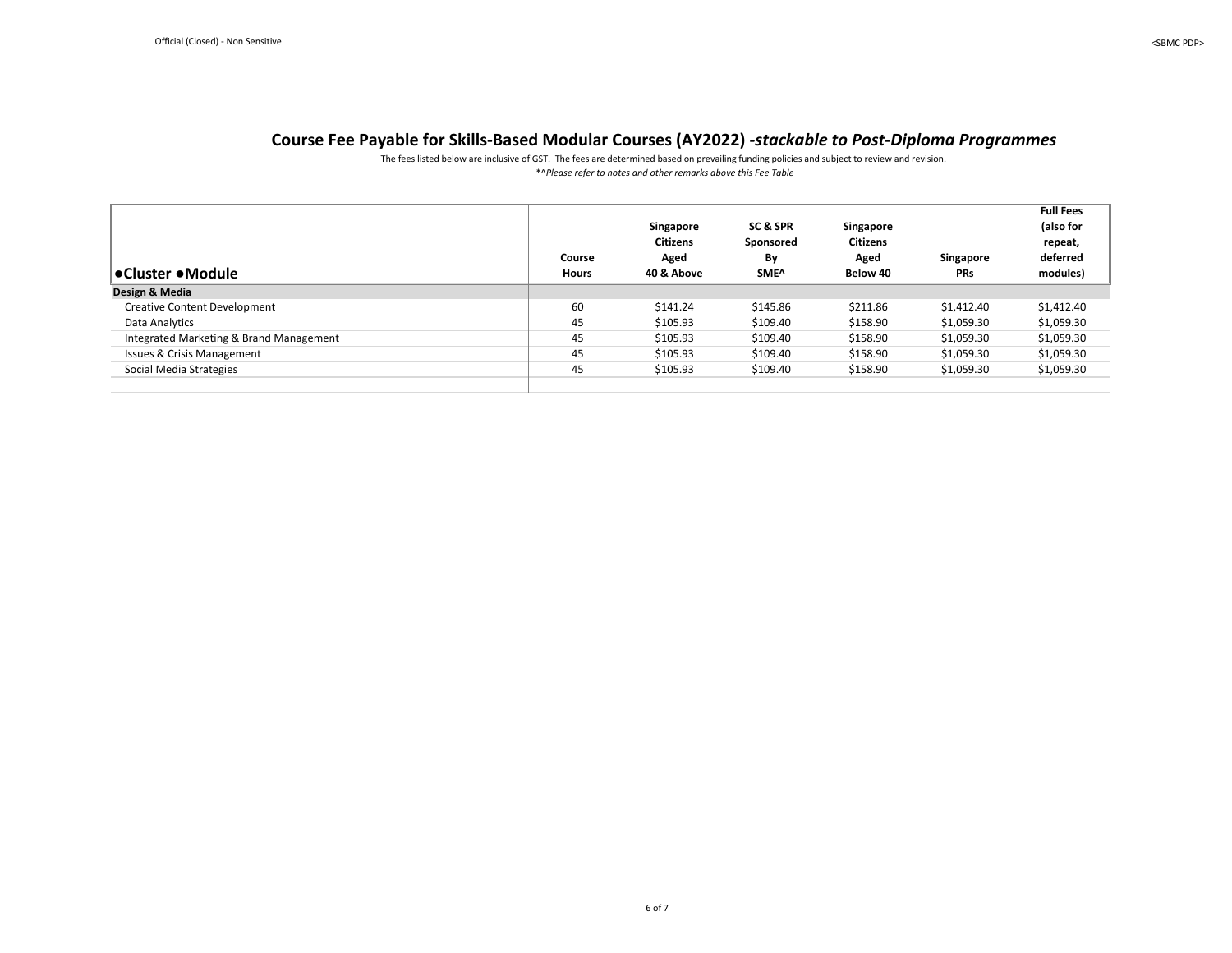## Course Fee Payable for Skills-Based Modular Courses (AY2022) *-stackable to Post-Diploma Programmes*

The fees listed below are inclusive of GST. The fees are determined based on prevailing funding policies and subject to review and revision.

*\*^Please refer to notes and other remarks above this Fee Table*

| ●Cluster ●Module | Course Hours | Singapore Citizens Aged 40 & Above | SC & SPR Sponsored By SME^ | Singapore Citizens Aged Below 40 | Singapore PRs | Full Fees (also for repeat, deferred modules) |
|---|---|---|---|---|---|---|
| **Design & Media** | | | | | | |
| Creative Content Development | 60 | $141.24 | $145.86 | $211.86 | $1,412.40 | $1,412.40 |
| Data Analytics | 45 | $105.93 | $109.40 | $158.90 | $1,059.30 | $1,059.30 |
| Integrated Marketing & Brand Management | 45 | $105.93 | $109.40 | $158.90 | $1,059.30 | $1,059.30 |
| Issues & Crisis Management | 45 | $105.93 | $109.40 | $158.90 | $1,059.30 | $1,059.30 |
| Social Media Strategies | 45 | $105.93 | $109.40 | $158.90 | $1,059.30 | $1,059.30 |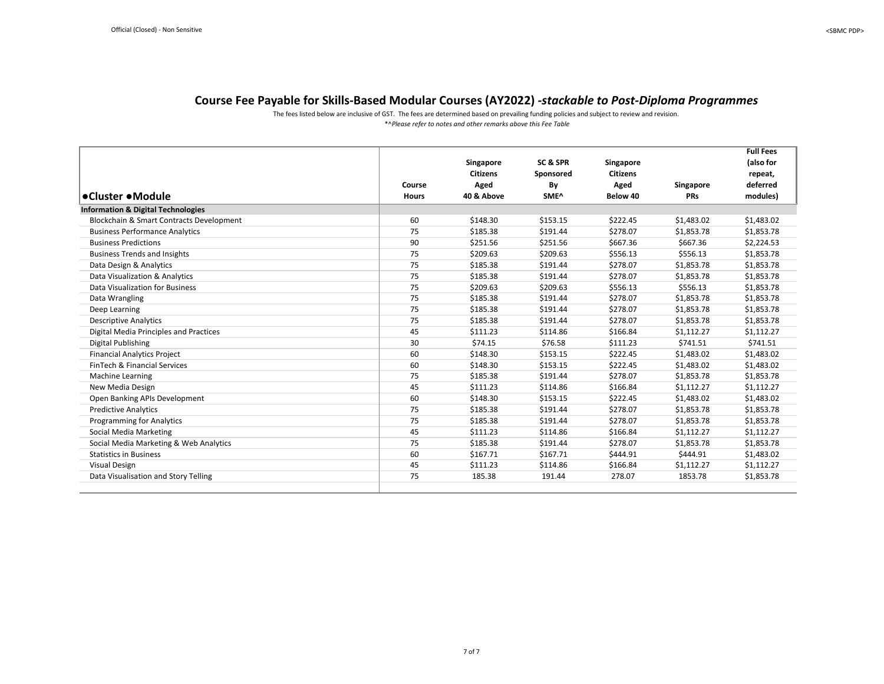## Course Fee Payable for Skills-Based Modular Courses (AY2022) *-stackable to Post-Diploma Programmes*

The fees listed below are inclusive of GST. The fees are determined based on prevailing funding policies and subject to review and revision.

*\*^Please refer to notes and other remarks above this Fee Table*

| ●Cluster ●Module | Course Hours | Singapore Citizens Aged 40 & Above | SC & SPR Sponsored By SME^ | Singapore Citizens Aged Below 40 | Singapore PRs | Full Fees (also for repeat, deferred modules) |
|---|---|---|---|---|---|---|
| **Information & Digital Technologies** | | | | | | |
| Blockchain & Smart Contracts Development | 60 | $148.30 | $153.15 | $222.45 | $1,483.02 | $1,483.02 |
| Business Performance Analytics | 75 | $185.38 | $191.44 | $278.07 | $1,853.78 | $1,853.78 |
| Business Predictions | 90 | $251.56 | $251.56 | $667.36 | $667.36 | $2,224.53 |
| Business Trends and Insights | 75 | $209.63 | $209.63 | $556.13 | $556.13 | $1,853.78 |
| Data Design & Analytics | 75 | $185.38 | $191.44 | $278.07 | $1,853.78 | $1,853.78 |
| Data Visualization & Analytics | 75 | $185.38 | $191.44 | $278.07 | $1,853.78 | $1,853.78 |
| Data Visualization for Business | 75 | $209.63 | $209.63 | $556.13 | $556.13 | $1,853.78 |
| Data Wrangling | 75 | $185.38 | $191.44 | $278.07 | $1,853.78 | $1,853.78 |
| Deep Learning | 75 | $185.38 | $191.44 | $278.07 | $1,853.78 | $1,853.78 |
| Descriptive Analytics | 75 | $185.38 | $191.44 | $278.07 | $1,853.78 | $1,853.78 |
| Digital Media Principles and Practices | 45 | $111.23 | $114.86 | $166.84 | $1,112.27 | $1,112.27 |
| Digital Publishing | 30 | $74.15 | $76.58 | $111.23 | $741.51 | $741.51 |
| Financial Analytics Project | 60 | $148.30 | $153.15 | $222.45 | $1,483.02 | $1,483.02 |
| FinTech & Financial Services | 60 | $148.30 | $153.15 | $222.45 | $1,483.02 | $1,483.02 |
| Machine Learning | 75 | $185.38 | $191.44 | $278.07 | $1,853.78 | $1,853.78 |
| New Media Design | 45 | $111.23 | $114.86 | $166.84 | $1,112.27 | $1,112.27 |
| Open Banking APIs Development | 60 | $148.30 | $153.15 | $222.45 | $1,483.02 | $1,483.02 |
| Predictive Analytics | 75 | $185.38 | $191.44 | $278.07 | $1,853.78 | $1,853.78 |
| Programming for Analytics | 75 | $185.38 | $191.44 | $278.07 | $1,853.78 | $1,853.78 |
| Social Media Marketing | 45 | $111.23 | $114.86 | $166.84 | $1,112.27 | $1,112.27 |
| Social Media Marketing & Web Analytics | 75 | $185.38 | $191.44 | $278.07 | $1,853.78 | $1,853.78 |
| Statistics in Business | 60 | $167.71 | $167.71 | $444.91 | $444.91 | $1,483.02 |
| Visual Design | 45 | $111.23 | $114.86 | $166.84 | $1,112.27 | $1,112.27 |
| Data Visualisation and Story Telling | 75 | 185.38 | 191.44 | 278.07 | 1853.78 | $1,853.78 |